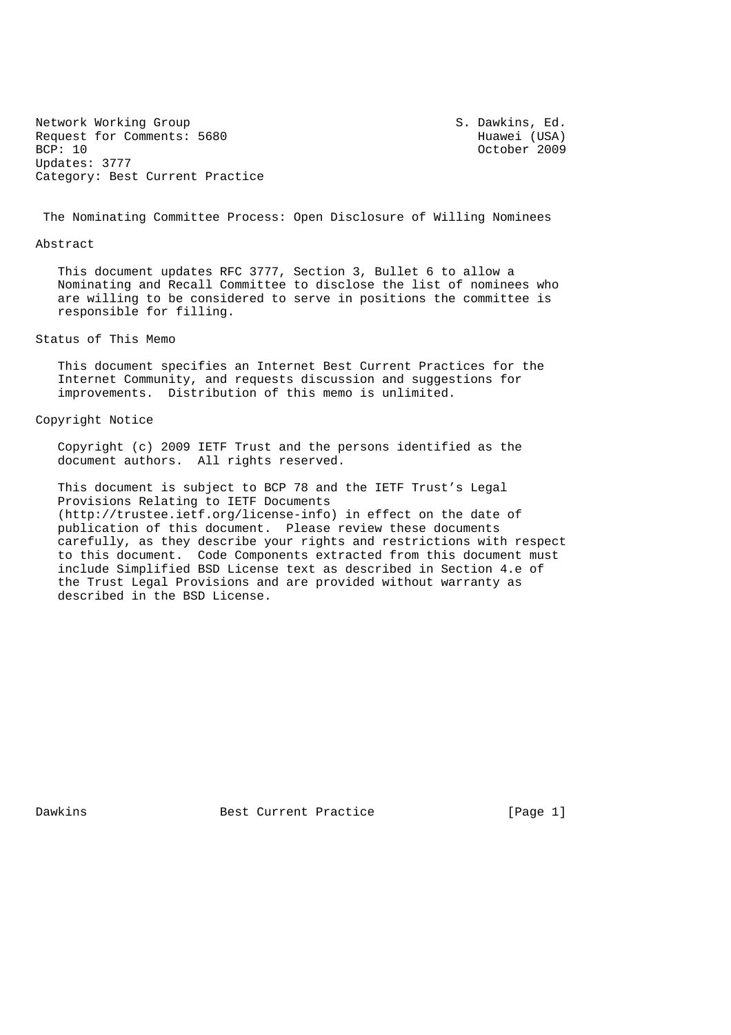Network Working Group S. Dawkins, Ed.
Request for Comments: 5680 Huawei (USA)
BCP: 10 October 2009
Updates: 3777
Category: Best Current Practice

# The Nominating Committee Process: Open Disclosure of Willing Nominees

## Abstract

This document updates RFC 3777, Section 3, Bullet 6 to allow a Nominating and Recall Committee to disclose the list of nominees who are willing to be considered to serve in positions the committee is responsible for filling.

## Status of This Memo

This document specifies an Internet Best Current Practices for the Internet Community, and requests discussion and suggestions for improvements. Distribution of this memo is unlimited.

## Copyright Notice

Copyright (c) 2009 IETF Trust and the persons identified as the document authors. All rights reserved.

This document is subject to BCP 78 and the IETF Trust's Legal Provisions Relating to IETF Documents (http://trustee.ietf.org/license-info) in effect on the date of publication of this document. Please review these documents carefully, as they describe your rights and restrictions with respect to this document. Code Components extracted from this document must include Simplified BSD License text as described in Section 4.e of the Trust Legal Provisions and are provided without warranty as described in the BSD License.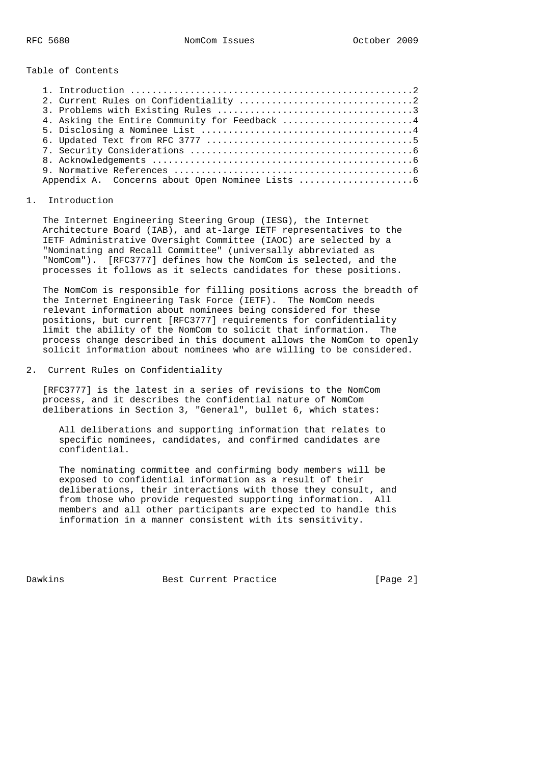Table of Contents

1. Introduction ....................................................2
2. Current Rules on Confidentiality ................................2
3. Problems with Existing Rules ....................................3
4. Asking the Entire Community for Feedback ........................4
5. Disclosing a Nominee List .......................................4
6. Updated Text from RFC 3777 ......................................5
7. Security Considerations .........................................6
8. Acknowledgements ................................................6
9. Normative References ............................................6
Appendix A. Concerns about Open Nominee Lists .....................6

## 1. Introduction

The Internet Engineering Steering Group (IESG), the Internet Architecture Board (IAB), and at-large IETF representatives to the IETF Administrative Oversight Committee (IAOC) are selected by a "Nominating and Recall Committee" (universally abbreviated as "NomCom"). [RFC3777] defines how the NomCom is selected, and the processes it follows as it selects candidates for these positions.

The NomCom is responsible for filling positions across the breadth of the Internet Engineering Task Force (IETF). The NomCom needs relevant information about nominees being considered for these positions, but current [RFC3777] requirements for confidentiality limit the ability of the NomCom to solicit that information. The process change described in this document allows the NomCom to openly solicit information about nominees who are willing to be considered.

## 2. Current Rules on Confidentiality

[RFC3777] is the latest in a series of revisions to the NomCom process, and it describes the confidential nature of NomCom deliberations in Section 3, "General", bullet 6, which states:

> All deliberations and supporting information that relates to specific nominees, candidates, and confirmed candidates are confidential.
>
> The nominating committee and confirming body members will be exposed to confidential information as a result of their deliberations, their interactions with those they consult, and from those who provide requested supporting information. All members and all other participants are expected to handle this information in a manner consistent with its sensitivity.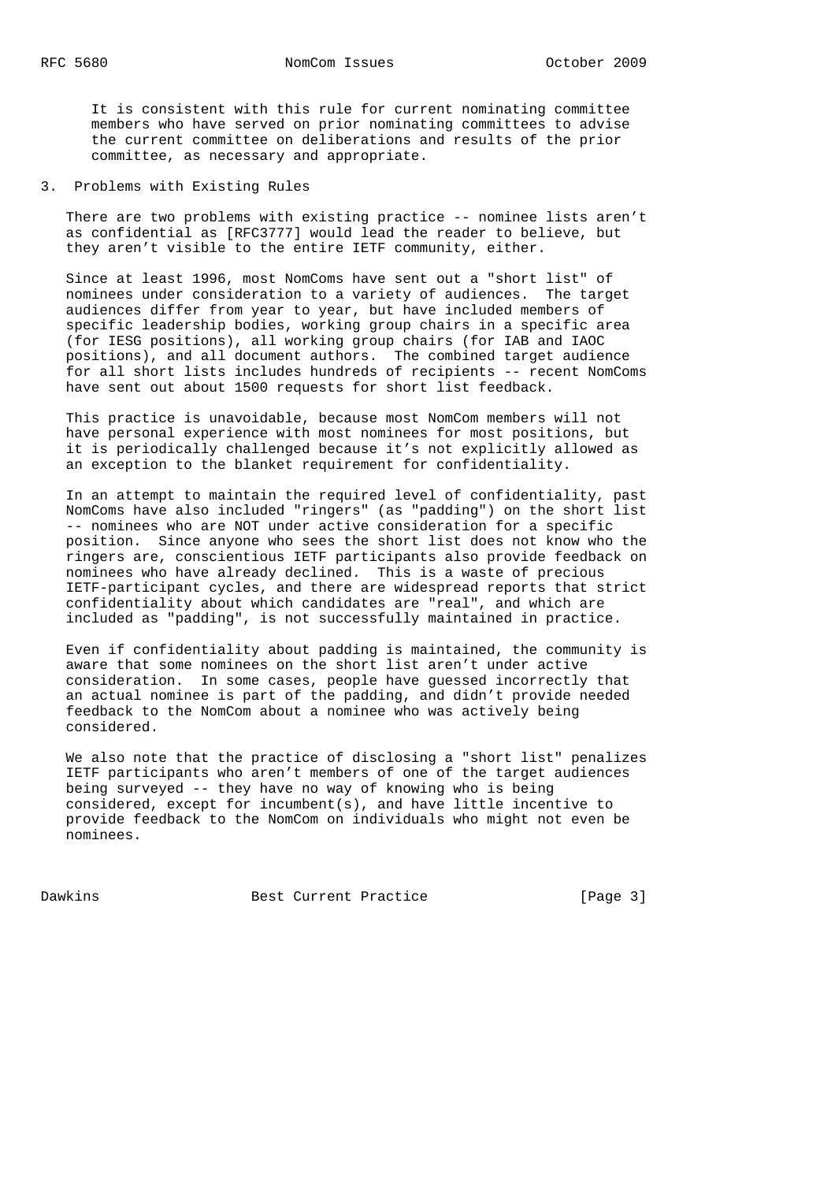It is consistent with this rule for current nominating committee members who have served on prior nominating committees to advise the current committee on deliberations and results of the prior committee, as necessary and appropriate.

## 3. Problems with Existing Rules

There are two problems with existing practice -- nominee lists aren't as confidential as [RFC3777] would lead the reader to believe, but they aren't visible to the entire IETF community, either.

Since at least 1996, most NomComs have sent out a "short list" of nominees under consideration to a variety of audiences. The target audiences differ from year to year, but have included members of specific leadership bodies, working group chairs in a specific area (for IESG positions), all working group chairs (for IAB and IAOC positions), and all document authors. The combined target audience for all short lists includes hundreds of recipients -- recent NomComs have sent out about 1500 requests for short list feedback.

This practice is unavoidable, because most NomCom members will not have personal experience with most nominees for most positions, but it is periodically challenged because it's not explicitly allowed as an exception to the blanket requirement for confidentiality.

In an attempt to maintain the required level of confidentiality, past NomComs have also included "ringers" (as "padding") on the short list -- nominees who are NOT under active consideration for a specific position. Since anyone who sees the short list does not know who the ringers are, conscientious IETF participants also provide feedback on nominees who have already declined. This is a waste of precious IETF-participant cycles, and there are widespread reports that strict confidentiality about which candidates are "real", and which are included as "padding", is not successfully maintained in practice.

Even if confidentiality about padding is maintained, the community is aware that some nominees on the short list aren't under active consideration. In some cases, people have guessed incorrectly that an actual nominee is part of the padding, and didn't provide needed feedback to the NomCom about a nominee who was actively being considered.

We also note that the practice of disclosing a "short list" penalizes IETF participants who aren't members of one of the target audiences being surveyed -- they have no way of knowing who is being considered, except for incumbent(s), and have little incentive to provide feedback to the NomCom on individuals who might not even be nominees.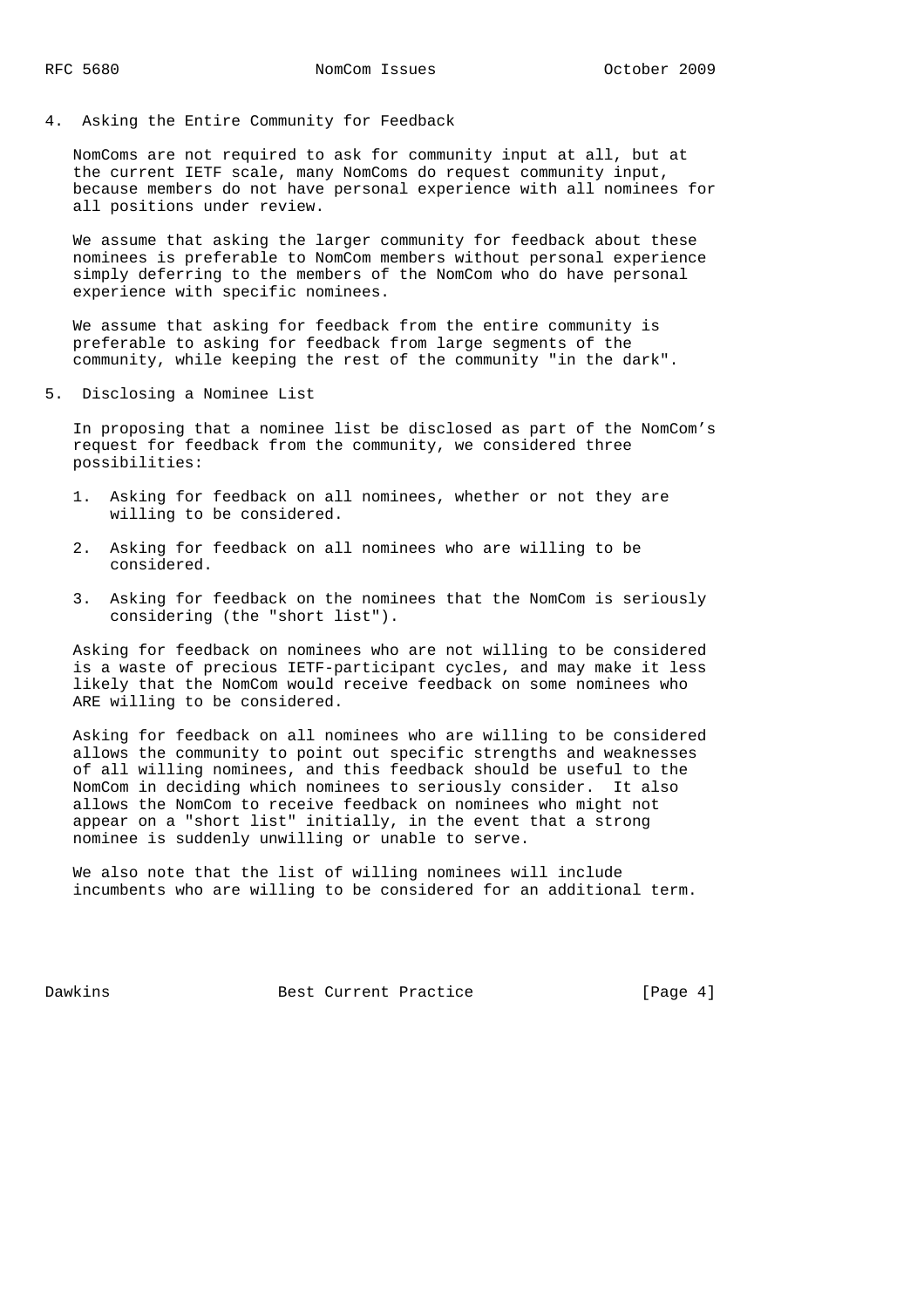## 4. Asking the Entire Community for Feedback

NomComs are not required to ask for community input at all, but at the current IETF scale, many NomComs do request community input, because members do not have personal experience with all nominees for all positions under review.

We assume that asking the larger community for feedback about these nominees is preferable to NomCom members without personal experience simply deferring to the members of the NomCom who do have personal experience with specific nominees.

We assume that asking for feedback from the entire community is preferable to asking for feedback from large segments of the community, while keeping the rest of the community "in the dark".

## 5. Disclosing a Nominee List

In proposing that a nominee list be disclosed as part of the NomCom's request for feedback from the community, we considered three possibilities:

1. Asking for feedback on all nominees, whether or not they are willing to be considered.

2. Asking for feedback on all nominees who are willing to be considered.

3. Asking for feedback on the nominees that the NomCom is seriously considering (the "short list").

Asking for feedback on nominees who are not willing to be considered is a waste of precious IETF-participant cycles, and may make it less likely that the NomCom would receive feedback on some nominees who ARE willing to be considered.

Asking for feedback on all nominees who are willing to be considered allows the community to point out specific strengths and weaknesses of all willing nominees, and this feedback should be useful to the NomCom in deciding which nominees to seriously consider. It also allows the NomCom to receive feedback on nominees who might not appear on a "short list" initially, in the event that a strong nominee is suddenly unwilling or unable to serve.

We also note that the list of willing nominees will include incumbents who are willing to be considered for an additional term.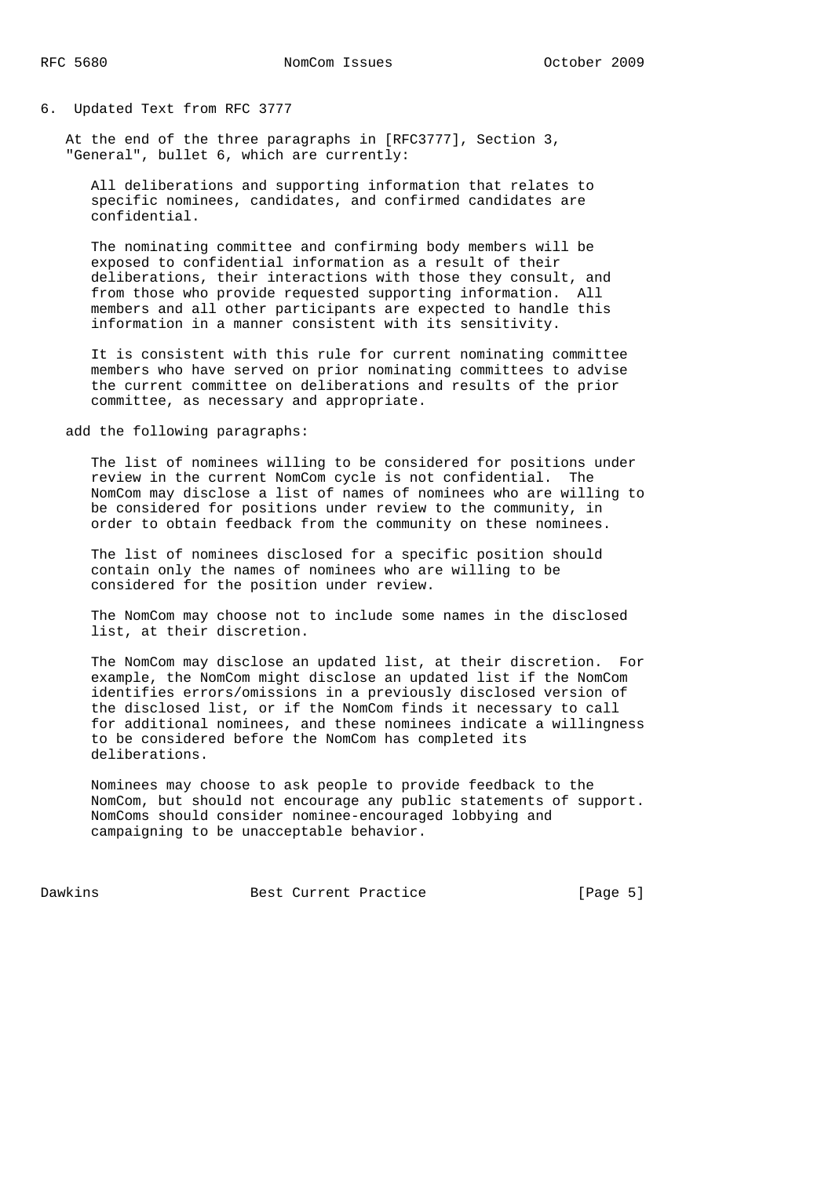## 6. Updated Text from RFC 3777

At the end of the three paragraphs in [RFC3777], Section 3, "General", bullet 6, which are currently:

> All deliberations and supporting information that relates to specific nominees, candidates, and confirmed candidates are confidential.
>
> The nominating committee and confirming body members will be exposed to confidential information as a result of their deliberations, their interactions with those they consult, and from those who provide requested supporting information. All members and all other participants are expected to handle this information in a manner consistent with its sensitivity.
>
> It is consistent with this rule for current nominating committee members who have served on prior nominating committees to advise the current committee on deliberations and results of the prior committee, as necessary and appropriate.

add the following paragraphs:

> The list of nominees willing to be considered for positions under review in the current NomCom cycle is not confidential. The NomCom may disclose a list of names of nominees who are willing to be considered for positions under review to the community, in order to obtain feedback from the community on these nominees.
>
> The list of nominees disclosed for a specific position should contain only the names of nominees who are willing to be considered for the position under review.
>
> The NomCom may choose not to include some names in the disclosed list, at their discretion.
>
> The NomCom may disclose an updated list, at their discretion. For example, the NomCom might disclose an updated list if the NomCom identifies errors/omissions in a previously disclosed version of the disclosed list, or if the NomCom finds it necessary to call for additional nominees, and these nominees indicate a willingness to be considered before the NomCom has completed its deliberations.
>
> Nominees may choose to ask people to provide feedback to the NomCom, but should not encourage any public statements of support. NomComs should consider nominee-encouraged lobbying and campaigning to be unacceptable behavior.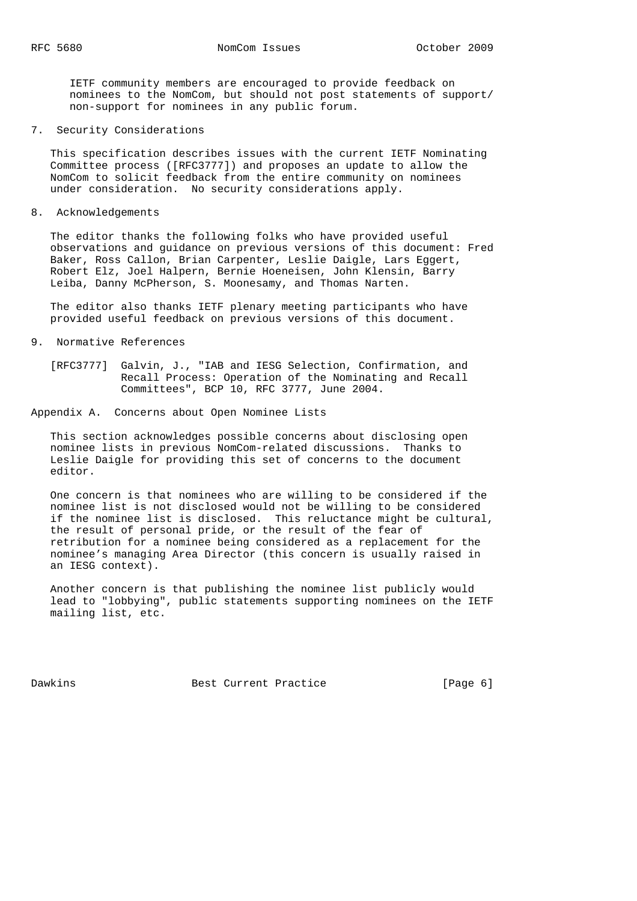IETF community members are encouraged to provide feedback on nominees to the NomCom, but should not post statements of support/ non-support for nominees in any public forum.

## 7. Security Considerations

This specification describes issues with the current IETF Nominating Committee process ([RFC3777]) and proposes an update to allow the NomCom to solicit feedback from the entire community on nominees under consideration. No security considerations apply.

## 8. Acknowledgements

The editor thanks the following folks who have provided useful observations and guidance on previous versions of this document: Fred Baker, Ross Callon, Brian Carpenter, Leslie Daigle, Lars Eggert, Robert Elz, Joel Halpern, Bernie Hoeneisen, John Klensin, Barry Leiba, Danny McPherson, S. Moonesamy, and Thomas Narten.

The editor also thanks IETF plenary meeting participants who have provided useful feedback on previous versions of this document.

## 9. Normative References

[RFC3777] Galvin, J., "IAB and IESG Selection, Confirmation, and Recall Process: Operation of the Nominating and Recall Committees", BCP 10, RFC 3777, June 2004.

## Appendix A. Concerns about Open Nominee Lists

This section acknowledges possible concerns about disclosing open nominee lists in previous NomCom-related discussions. Thanks to Leslie Daigle for providing this set of concerns to the document editor.

One concern is that nominees who are willing to be considered if the nominee list is not disclosed would not be willing to be considered if the nominee list is disclosed. This reluctance might be cultural, the result of personal pride, or the result of the fear of retribution for a nominee being considered as a replacement for the nominee's managing Area Director (this concern is usually raised in an IESG context).

Another concern is that publishing the nominee list publicly would lead to "lobbying", public statements supporting nominees on the IETF mailing list, etc.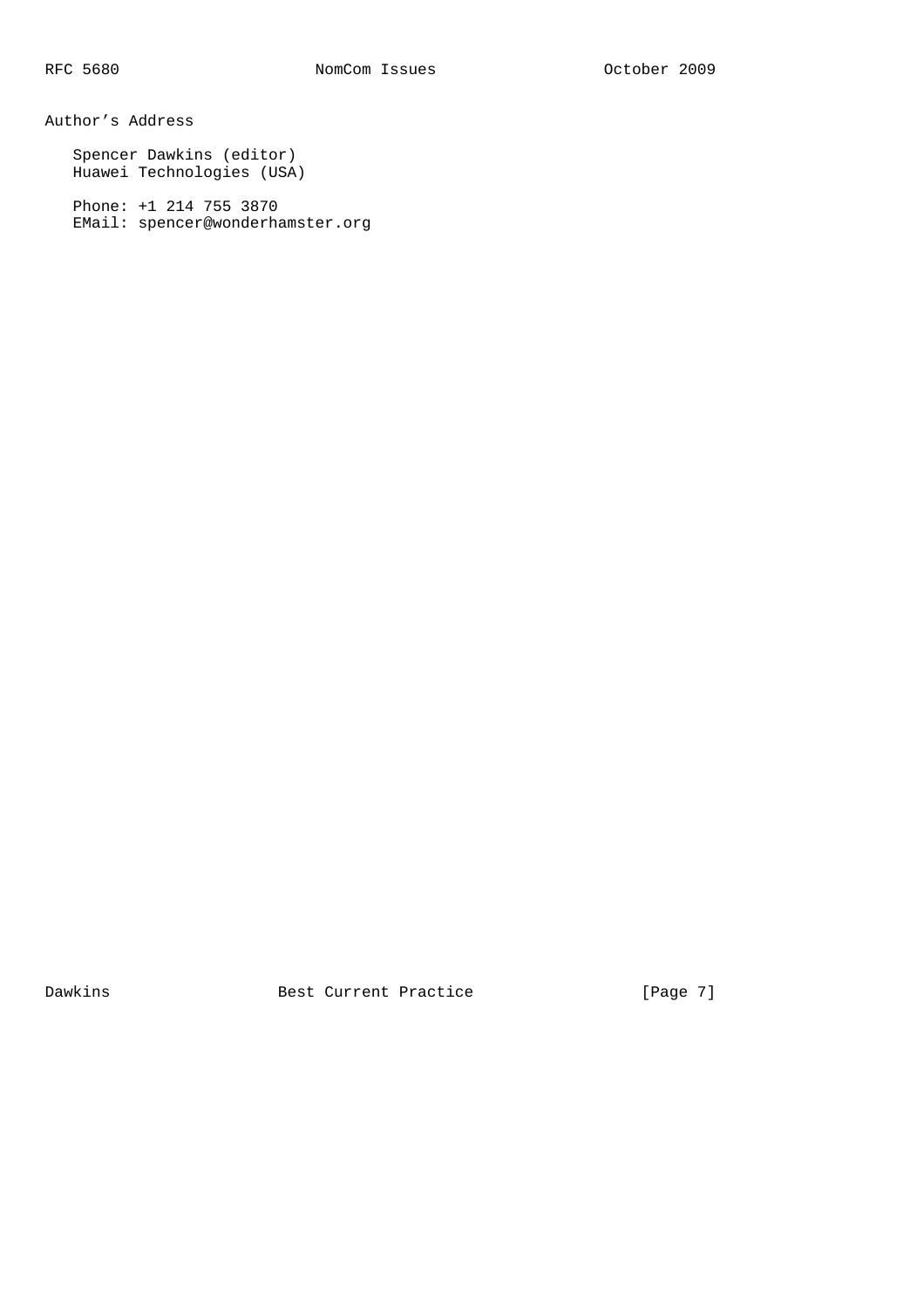## Author's Address

Spencer Dawkins (editor)
Huawei Technologies (USA)

Phone: +1 214 755 3870
EMail: spencer@wonderhamster.org